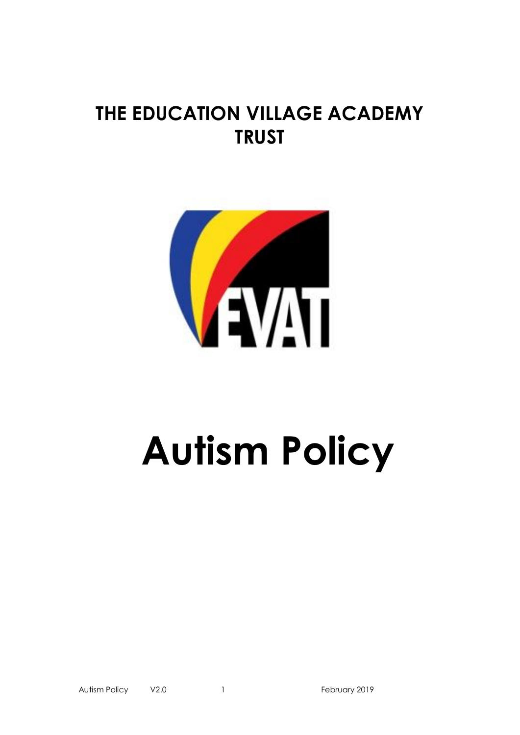# THE EDUCATION VILLAGE ACADEMY TRUST

# Autism Policy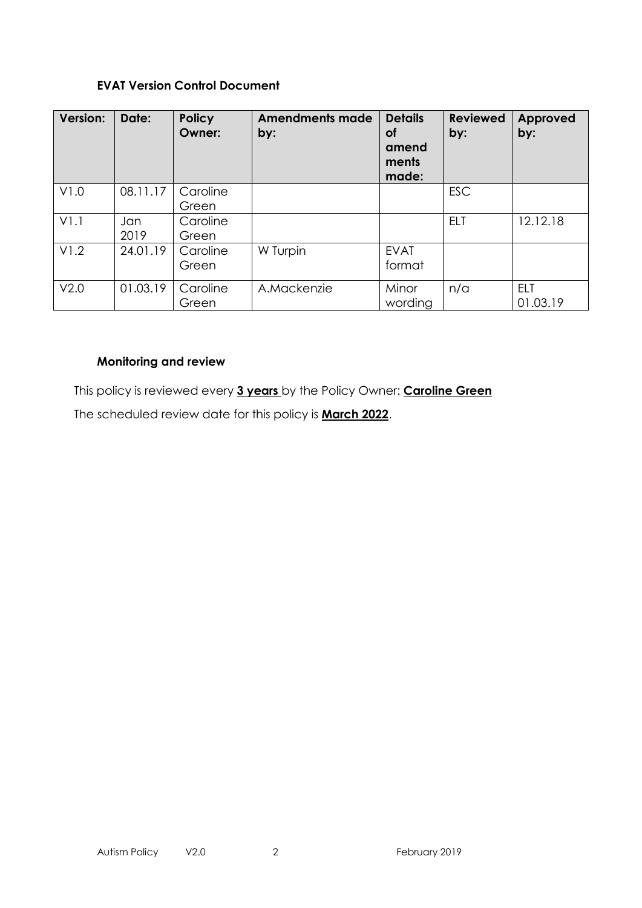**EVAT Version Control Document**

| Version: | Date: | Policy Owner: | Amendments made by: | Details of amendments made: | Reviewed by: | Approved by: |
|---|---|---|---|---|---|---|
| V1.0 | 08.11.17 | Caroline Green | | | ESC | |
| V1.1 | Jan 2019 | Caroline Green | | | ELT | 12.12.18 |
| V1.2 | 24.01.19 | Caroline Green | W Turpin | EVAT format | | |
| V2.0 | 01.03.19 | Caroline Green | A.Mackenzie | Minor wording | n/a | ELT 01.03.19 |

**Monitoring and review**

This policy is reviewed every **3 years** by the Policy Owner: **Caroline Green**

The scheduled review date for this policy is **March 2022**.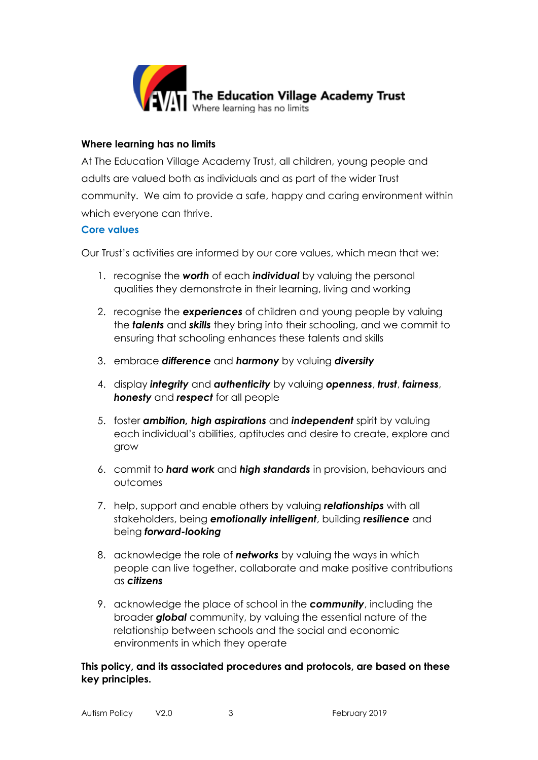**The Education Village Academy Trust**
Where learning has no limits

**Where learning has no limits**

At The Education Village Academy Trust, all children, young people and adults are valued both as individuals and as part of the wider Trust community. We aim to provide a safe, happy and caring environment within which everyone can thrive.

## Core values

Our Trust's activities are informed by our core values, which mean that we:

1. recognise the ***worth*** of each ***individual*** by valuing the personal qualities they demonstrate in their learning, living and working
2. recognise the ***experiences*** of children and young people by valuing the ***talents*** and ***skills*** they bring into their schooling, and we commit to ensuring that schooling enhances these talents and skills
3. embrace ***difference*** and ***harmony*** by valuing ***diversity***
4. display ***integrity*** and ***authenticity*** by valuing ***openness***, ***trust***, ***fairness***, ***honesty*** and ***respect*** for all people
5. foster ***ambition, high aspirations*** and ***independent*** spirit by valuing each individual's abilities, aptitudes and desire to create, explore and grow
6. commit to ***hard work*** and ***high standards*** in provision, behaviours and outcomes
7. help, support and enable others by valuing ***relationships*** with all stakeholders, being ***emotionally intelligent***, building ***resilience*** and being ***forward-looking***
8. acknowledge the role of ***networks*** by valuing the ways in which people can live together, collaborate and make positive contributions as ***citizens***
9. acknowledge the place of school in the ***community***, including the broader ***global*** community, by valuing the essential nature of the relationship between schools and the social and economic environments in which they operate

**This policy, and its associated procedures and protocols, are based on these key principles.**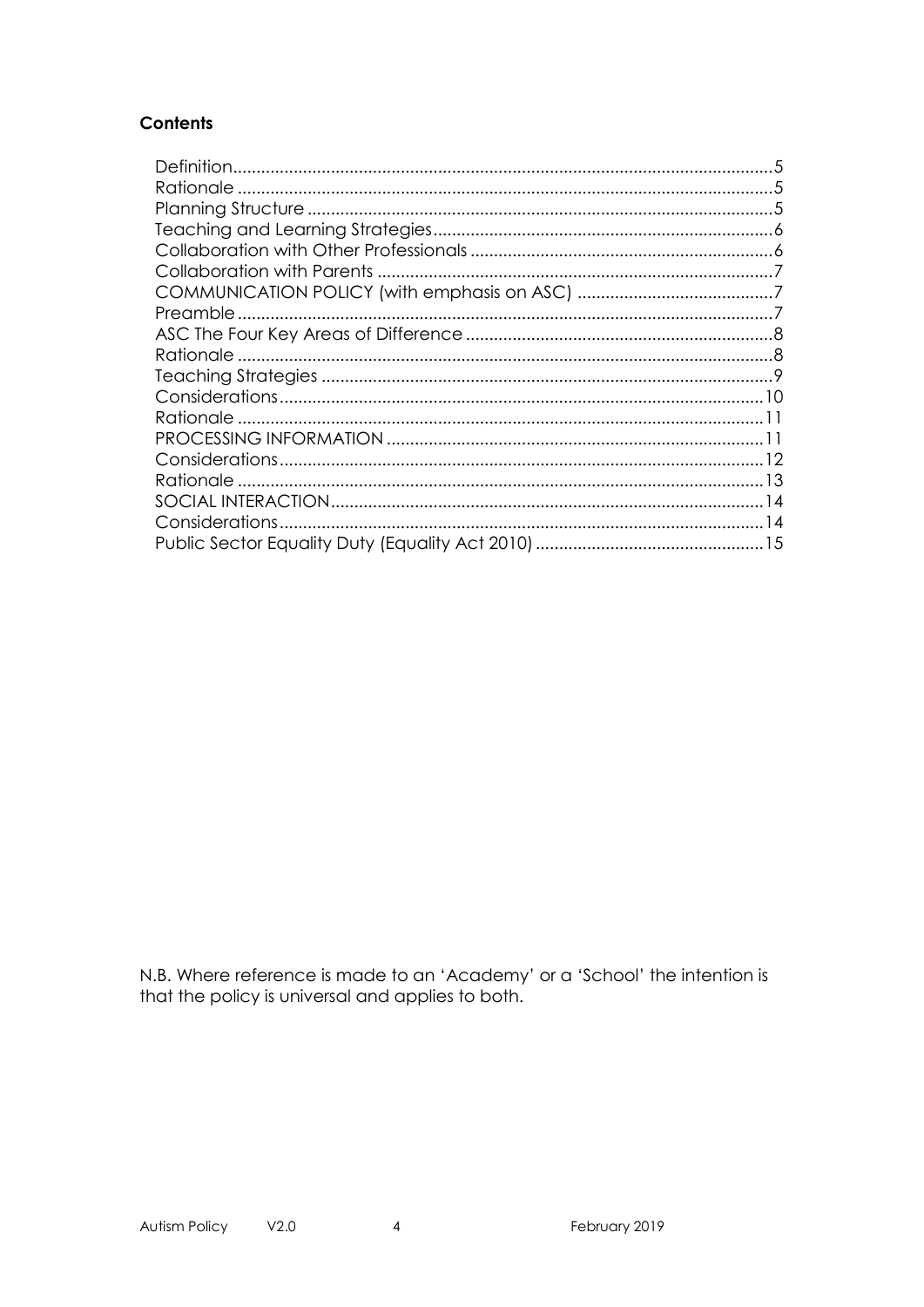**Contents**

Definition....................................................................................................................5
Rationale ....................................................................................................................5
Planning Structure ....................................................................................................5
Teaching and Learning Strategies.........................................................................6
Collaboration with Other Professionals ................................................................6
Collaboration with Parents ....................................................................................7
COMMUNICATION POLICY (with emphasis on ASC) ..........................................7
Preamble ...................................................................................................................7
ASC The Four Key Areas of Difference .................................................................8
Rationale ....................................................................................................................8
Teaching Strategies .................................................................................................9
Considerations.........................................................................................................10
Rationale ..................................................................................................................11
PROCESSING INFORMATION .................................................................................11
Considerations.........................................................................................................12
Rationale ..................................................................................................................13
SOCIAL INTERACTION.............................................................................................14
Considerations.........................................................................................................14
Public Sector Equality Duty (Equality Act 2010) .................................................15

N.B. Where reference is made to an 'Academy' or a 'School' the intention is that the policy is universal and applies to both.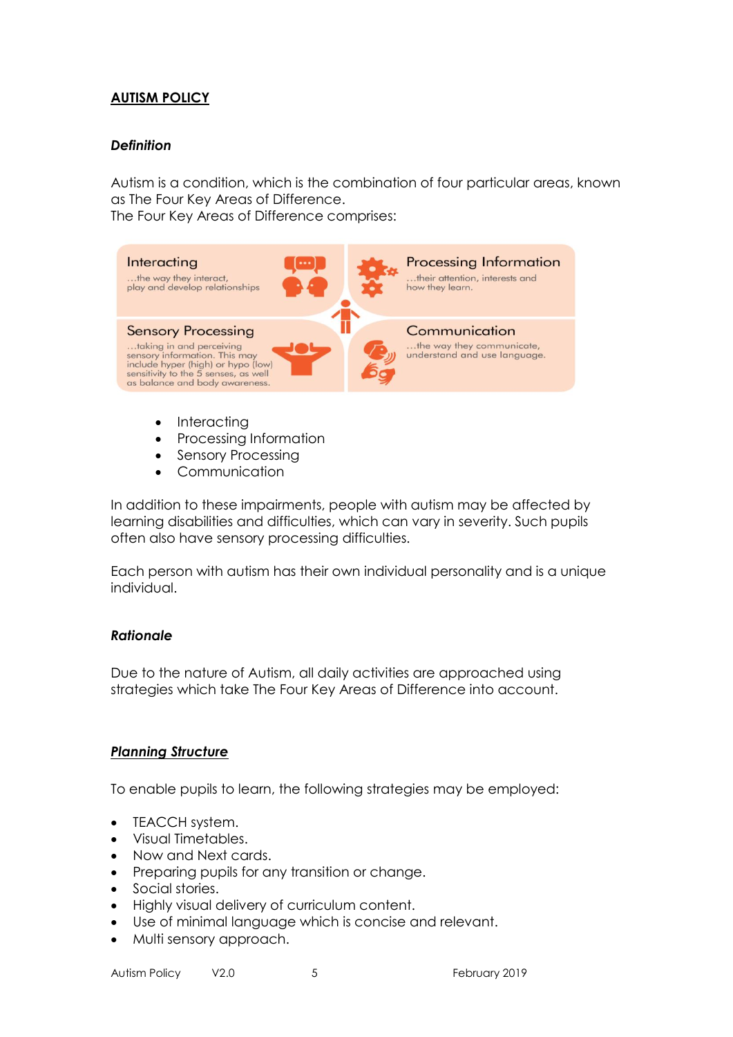**AUTISM POLICY**

***Definition***

Autism is a condition, which is the combination of four particular areas, known as The Four Key Areas of Difference.
The Four Key Areas of Difference comprises:

Interacting
...the way they interact, play and develop relationships

Processing Information
...their attention, interests and how they learn.

Sensory Processing
...taking in and perceiving sensory information. This may include hyper (high) or hypo (low) sensitivity to the 5 senses, as well as balance and body awareness.

Communication
...the way they communicate, understand and use language.

- Interacting
- Processing Information
- Sensory Processing
- Communication

In addition to these impairments, people with autism may be affected by learning disabilities and difficulties, which can vary in severity. Such pupils often also have sensory processing difficulties.

Each person with autism has their own individual personality and is a unique individual.

***Rationale***

Due to the nature of Autism, all daily activities are approached using strategies which take The Four Key Areas of Difference into account.

***Planning Structure***

To enable pupils to learn, the following strategies may be employed:

- TEACCH system.
- Visual Timetables.
- Now and Next cards.
- Preparing pupils for any transition or change.
- Social stories.
- Highly visual delivery of curriculum content.
- Use of minimal language which is concise and relevant.
- Multi sensory approach.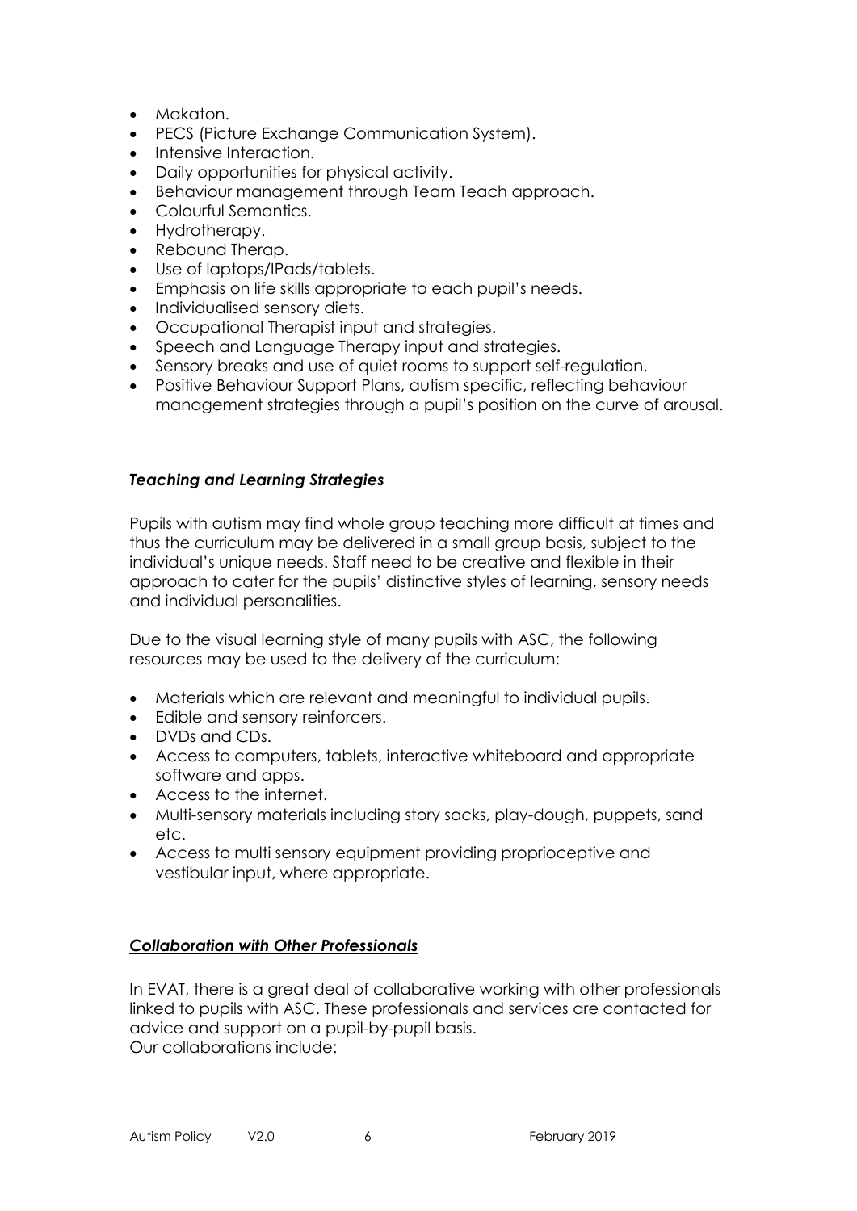- Makaton.
- PECS (Picture Exchange Communication System).
- Intensive Interaction.
- Daily opportunities for physical activity.
- Behaviour management through Team Teach approach.
- Colourful Semantics.
- Hydrotherapy.
- Rebound Therap.
- Use of laptops/IPads/tablets.
- Emphasis on life skills appropriate to each pupil's needs.
- Individualised sensory diets.
- Occupational Therapist input and strategies.
- Speech and Language Therapy input and strategies.
- Sensory breaks and use of quiet rooms to support self-regulation.
- Positive Behaviour Support Plans, autism specific, reflecting behaviour management strategies through a pupil's position on the curve of arousal.

### ***Teaching and Learning Strategies***

Pupils with autism may find whole group teaching more difficult at times and thus the curriculum may be delivered in a small group basis, subject to the individual's unique needs. Staff need to be creative and flexible in their approach to cater for the pupils' distinctive styles of learning, sensory needs and individual personalities.

Due to the visual learning style of many pupils with ASC, the following resources may be used to the delivery of the curriculum:

- Materials which are relevant and meaningful to individual pupils.
- Edible and sensory reinforcers.
- DVDs and CDs.
- Access to computers, tablets, interactive whiteboard and appropriate software and apps.
- Access to the internet.
- Multi-sensory materials including story sacks, play-dough, puppets, sand etc.
- Access to multi sensory equipment providing proprioceptive and vestibular input, where appropriate.

### ***<u>Collaboration with Other Professionals</u>***

In EVAT, there is a great deal of collaborative working with other professionals linked to pupils with ASC. These professionals and services are contacted for advice and support on a pupil-by-pupil basis.
Our collaborations include: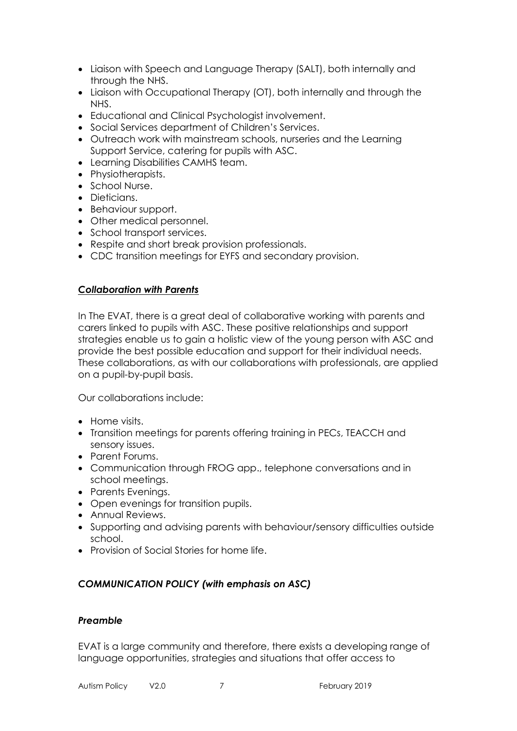- Liaison with Speech and Language Therapy (SALT), both internally and through the NHS.
- Liaison with Occupational Therapy (OT), both internally and through the NHS.
- Educational and Clinical Psychologist involvement.
- Social Services department of Children's Services.
- Outreach work with mainstream schools, nurseries and the Learning Support Service, catering for pupils with ASC.
- Learning Disabilities CAMHS team.
- Physiotherapists.
- School Nurse.
- Dieticians.
- Behaviour support.
- Other medical personnel.
- School transport services.
- Respite and short break provision professionals.
- CDC transition meetings for EYFS and secondary provision.

***<u>Collaboration with Parents</u>***

In The EVAT, there is a great deal of collaborative working with parents and carers linked to pupils with ASC. These positive relationships and support strategies enable us to gain a holistic view of the young person with ASC and provide the best possible education and support for their individual needs. These collaborations, as with our collaborations with professionals, are applied on a pupil-by-pupil basis.

Our collaborations include:

- Home visits.
- Transition meetings for parents offering training in PECs, TEACCH and sensory issues.
- Parent Forums.
- Communication through FROG app., telephone conversations and in school meetings.
- Parents Evenings.
- Open evenings for transition pupils.
- Annual Reviews.
- Supporting and advising parents with behaviour/sensory difficulties outside school.
- Provision of Social Stories for home life.

***COMMUNICATION POLICY (with emphasis on ASC)***

***Preamble***

EVAT is a large community and therefore, there exists a developing range of language opportunities, strategies and situations that offer access to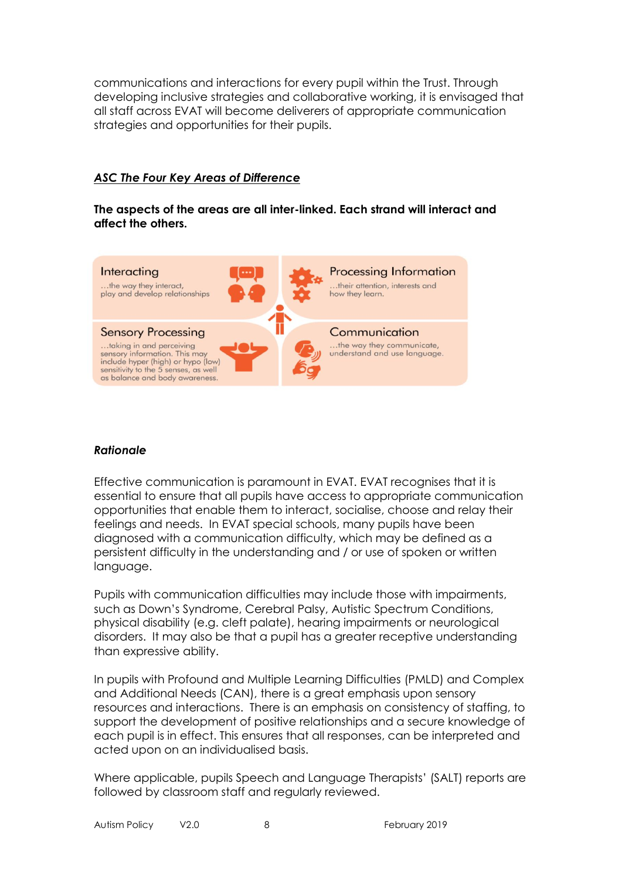communications and interactions for every pupil within the Trust. Through developing inclusive strategies and collaborative working, it is envisaged that all staff across EVAT will become deliverers of appropriate communication strategies and opportunities for their pupils.

***ASC The Four Key Areas of Difference***

**The aspects of the areas are all inter-linked. Each strand will interact and affect the others.**

Interacting
…the way they interact, play and develop relationships

Processing Information
…their attention, interests and how they learn.

Sensory Processing
…taking in and perceiving sensory information. This may include hyper (high) or hypo (low) sensitivity to the 5 senses, as well as balance and body awareness.

Communication
…the way they communicate, understand and use language.

***Rationale***

Effective communication is paramount in EVAT. EVAT recognises that it is essential to ensure that all pupils have access to appropriate communication opportunities that enable them to interact, socialise, choose and relay their feelings and needs. In EVAT special schools, many pupils have been diagnosed with a communication difficulty, which may be defined as a persistent difficulty in the understanding and / or use of spoken or written language.

Pupils with communication difficulties may include those with impairments, such as Down's Syndrome, Cerebral Palsy, Autistic Spectrum Conditions, physical disability (e.g. cleft palate), hearing impairments or neurological disorders. It may also be that a pupil has a greater receptive understanding than expressive ability.

In pupils with Profound and Multiple Learning Difficulties (PMLD) and Complex and Additional Needs (CAN), there is a great emphasis upon sensory resources and interactions. There is an emphasis on consistency of staffing, to support the development of positive relationships and a secure knowledge of each pupil is in effect. This ensures that all responses, can be interpreted and acted upon on an individualised basis.

Where applicable, pupils Speech and Language Therapists' (SALT) reports are followed by classroom staff and regularly reviewed.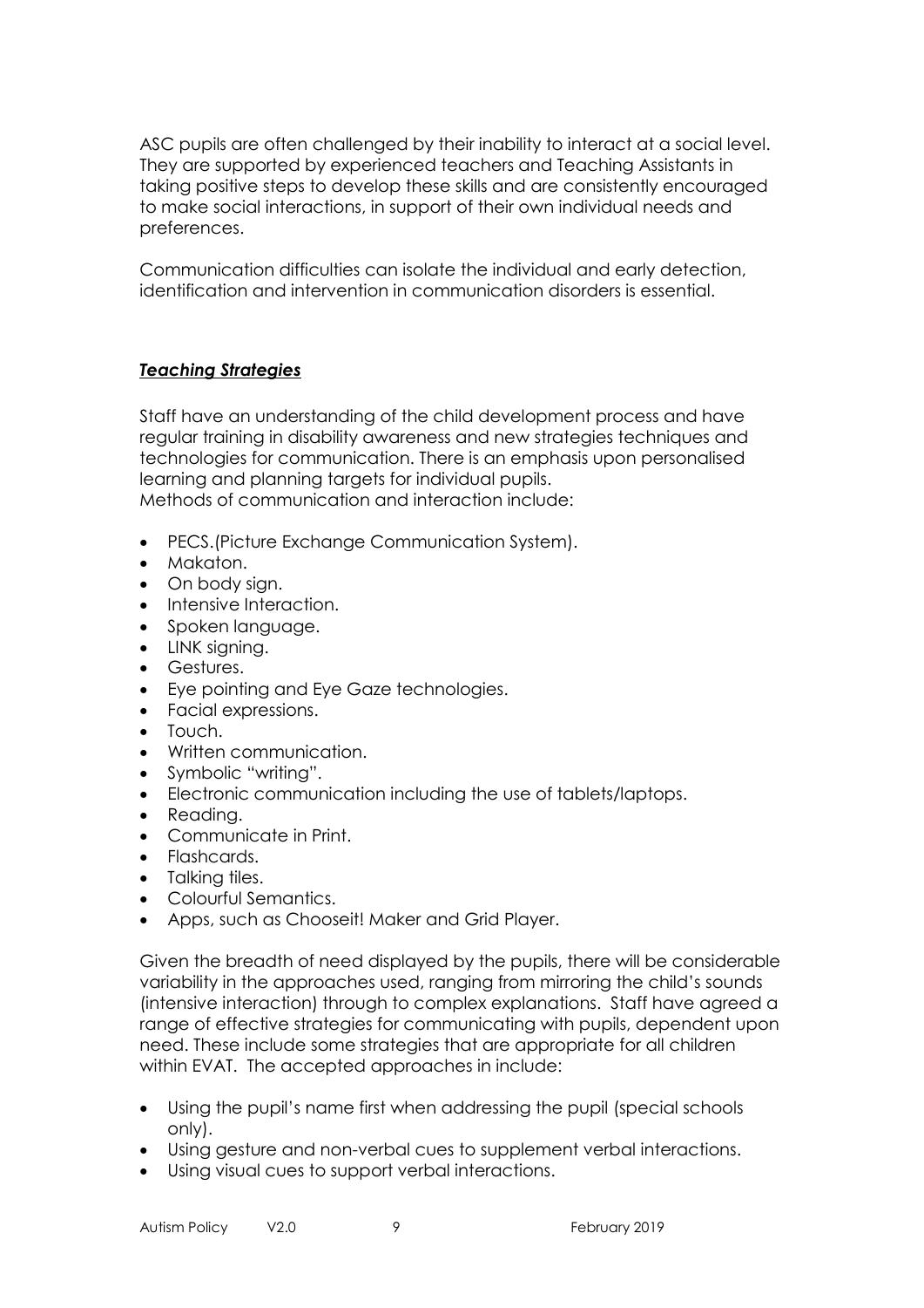ASC pupils are often challenged by their inability to interact at a social level. They are supported by experienced teachers and Teaching Assistants in taking positive steps to develop these skills and are consistently encouraged to make social interactions, in support of their own individual needs and preferences.

Communication difficulties can isolate the individual and early detection, identification and intervention in communication disorders is essential.

### ***Teaching Strategies***

Staff have an understanding of the child development process and have regular training in disability awareness and new strategies techniques and technologies for communication. There is an emphasis upon personalised learning and planning targets for individual pupils.
Methods of communication and interaction include:

- PECS.(Picture Exchange Communication System).
- Makaton.
- On body sign.
- Intensive Interaction.
- Spoken language.
- LINK signing.
- Gestures.
- Eye pointing and Eye Gaze technologies.
- Facial expressions.
- Touch.
- Written communication.
- Symbolic "writing".
- Electronic communication including the use of tablets/laptops.
- Reading.
- Communicate in Print.
- Flashcards.
- Talking tiles.
- Colourful Semantics.
- Apps, such as Chooseit! Maker and Grid Player.

Given the breadth of need displayed by the pupils, there will be considerable variability in the approaches used, ranging from mirroring the child's sounds (intensive interaction) through to complex explanations. Staff have agreed a range of effective strategies for communicating with pupils, dependent upon need. These include some strategies that are appropriate for all children within EVAT. The accepted approaches in include:

- Using the pupil's name first when addressing the pupil (special schools only).
- Using gesture and non-verbal cues to supplement verbal interactions.
- Using visual cues to support verbal interactions.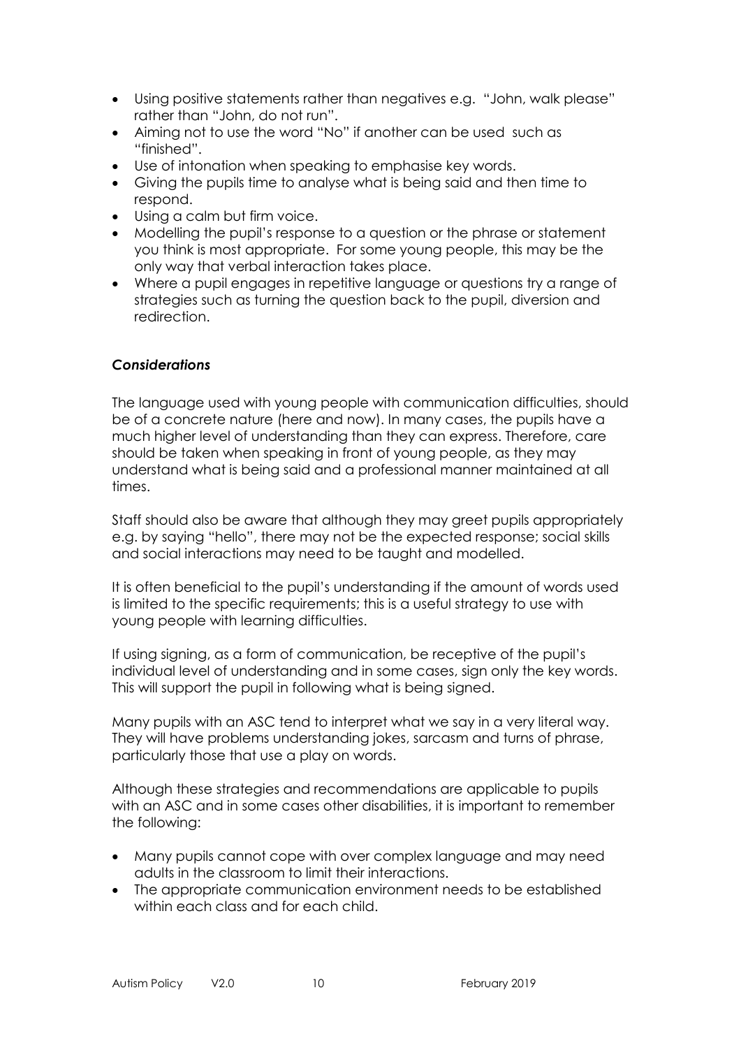- Using positive statements rather than negatives e.g. "John, walk please" rather than "John, do not run".
- Aiming not to use the word "No" if another can be used such as "finished".
- Use of intonation when speaking to emphasise key words.
- Giving the pupils time to analyse what is being said and then time to respond.
- Using a calm but firm voice.
- Modelling the pupil's response to a question or the phrase or statement you think is most appropriate. For some young people, this may be the only way that verbal interaction takes place.
- Where a pupil engages in repetitive language or questions try a range of strategies such as turning the question back to the pupil, diversion and redirection.

***Considerations***

The language used with young people with communication difficulties, should be of a concrete nature (here and now). In many cases, the pupils have a much higher level of understanding than they can express. Therefore, care should be taken when speaking in front of young people, as they may understand what is being said and a professional manner maintained at all times.

Staff should also be aware that although they may greet pupils appropriately e.g. by saying "hello", there may not be the expected response; social skills and social interactions may need to be taught and modelled.

It is often beneficial to the pupil's understanding if the amount of words used is limited to the specific requirements; this is a useful strategy to use with young people with learning difficulties.

If using signing, as a form of communication, be receptive of the pupil's individual level of understanding and in some cases, sign only the key words. This will support the pupil in following what is being signed.

Many pupils with an ASC tend to interpret what we say in a very literal way. They will have problems understanding jokes, sarcasm and turns of phrase, particularly those that use a play on words.

Although these strategies and recommendations are applicable to pupils with an ASC and in some cases other disabilities, it is important to remember the following:

- Many pupils cannot cope with over complex language and may need adults in the classroom to limit their interactions.
- The appropriate communication environment needs to be established within each class and for each child.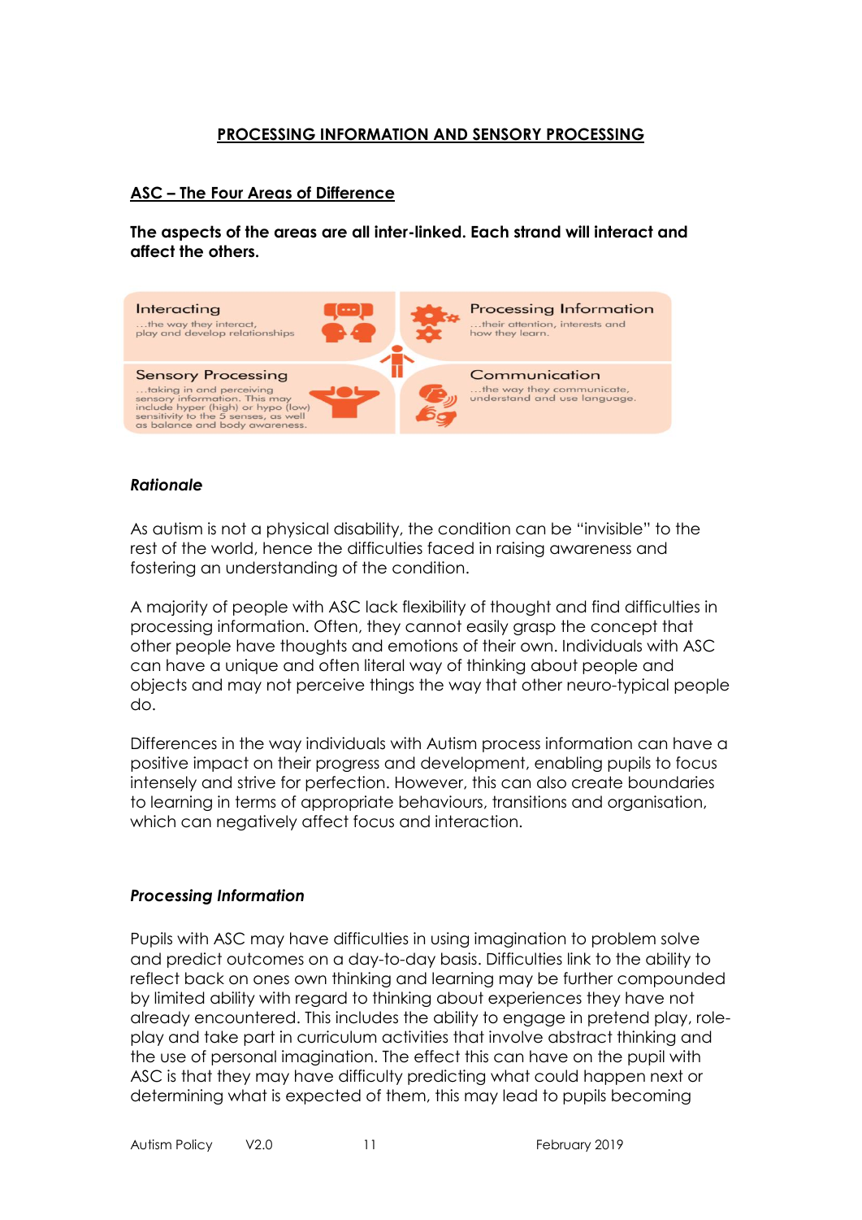## PROCESSING INFORMATION AND SENSORY PROCESSING

### ASC – The Four Areas of Difference

**The aspects of the areas are all inter-linked. Each strand will interact and affect the others.**

| | |
|---|---|
| **Interacting** …the way they interact, play and develop relationships | **Processing Information** …their attention, interests and how they learn. |
| **Sensory Processing** …taking in and perceiving sensory information. This may include hyper (high) or hypo (low) sensitivity to the 5 senses, as well as balance and body awareness. | **Communication** …the way they communicate, understand and use language. |

***Rationale***

As autism is not a physical disability, the condition can be "invisible" to the rest of the world, hence the difficulties faced in raising awareness and fostering an understanding of the condition.

A majority of people with ASC lack flexibility of thought and find difficulties in processing information. Often, they cannot easily grasp the concept that other people have thoughts and emotions of their own. Individuals with ASC can have a unique and often literal way of thinking about people and objects and may not perceive things the way that other neuro-typical people do.

Differences in the way individuals with Autism process information can have a positive impact on their progress and development, enabling pupils to focus intensely and strive for perfection. However, this can also create boundaries to learning in terms of appropriate behaviours, transitions and organisation, which can negatively affect focus and interaction.

***Processing Information***

Pupils with ASC may have difficulties in using imagination to problem solve and predict outcomes on a day-to-day basis. Difficulties link to the ability to reflect back on ones own thinking and learning may be further compounded by limited ability with regard to thinking about experiences they have not already encountered. This includes the ability to engage in pretend play, role-play and take part in curriculum activities that involve abstract thinking and the use of personal imagination. The effect this can have on the pupil with ASC is that they may have difficulty predicting what could happen next or determining what is expected of them, this may lead to pupils becoming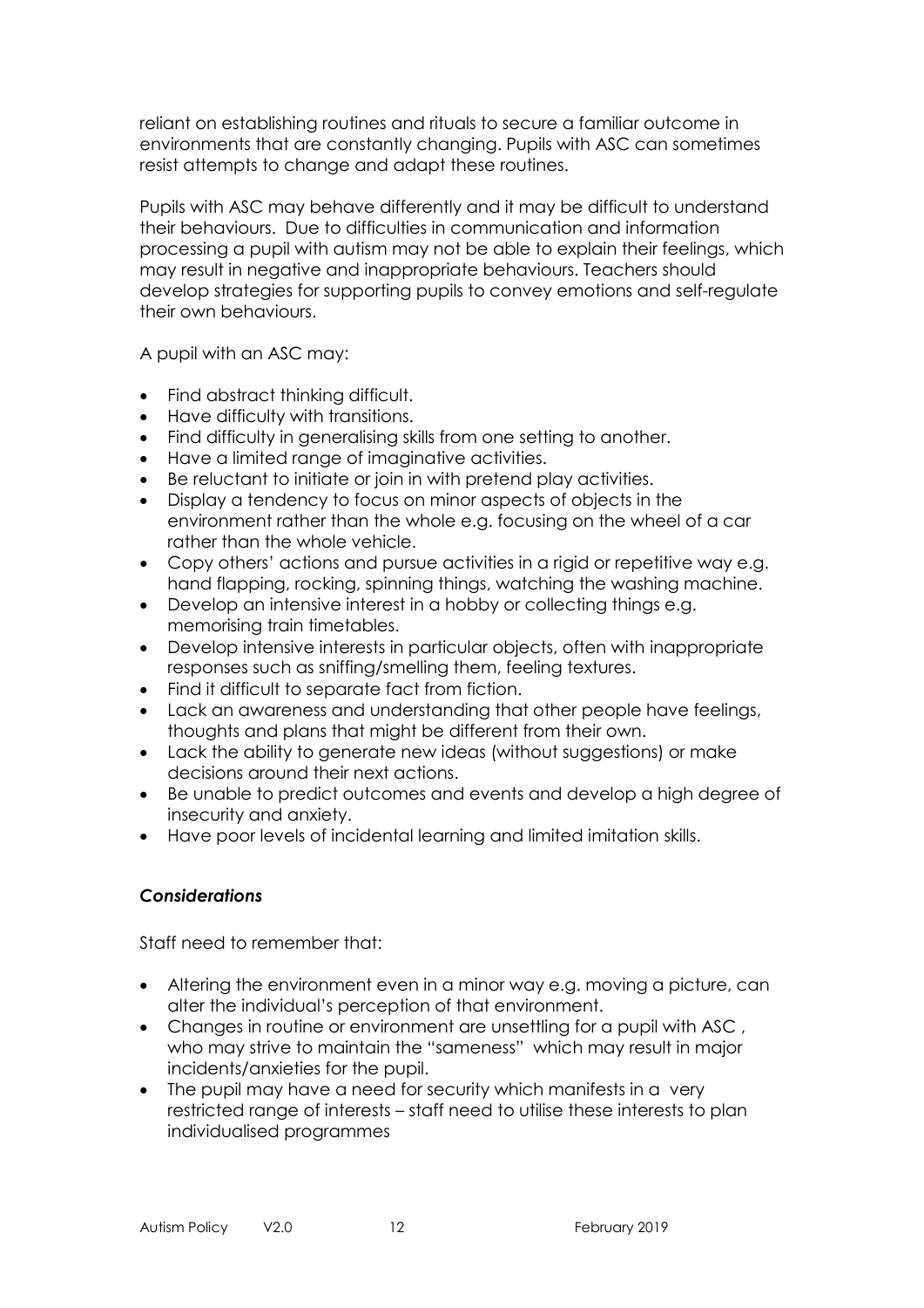reliant on establishing routines and rituals to secure a familiar outcome in environments that are constantly changing. Pupils with ASC can sometimes resist attempts to change and adapt these routines.

Pupils with ASC may behave differently and it may be difficult to understand their behaviours. Due to difficulties in communication and information processing a pupil with autism may not be able to explain their feelings, which may result in negative and inappropriate behaviours. Teachers should develop strategies for supporting pupils to convey emotions and self-regulate their own behaviours.

A pupil with an ASC may:

- Find abstract thinking difficult.
- Have difficulty with transitions.
- Find difficulty in generalising skills from one setting to another.
- Have a limited range of imaginative activities.
- Be reluctant to initiate or join in with pretend play activities.
- Display a tendency to focus on minor aspects of objects in the environment rather than the whole e.g. focusing on the wheel of a car rather than the whole vehicle.
- Copy others' actions and pursue activities in a rigid or repetitive way e.g. hand flapping, rocking, spinning things, watching the washing machine.
- Develop an intensive interest in a hobby or collecting things e.g. memorising train timetables.
- Develop intensive interests in particular objects, often with inappropriate responses such as sniffing/smelling them, feeling textures.
- Find it difficult to separate fact from fiction.
- Lack an awareness and understanding that other people have feelings, thoughts and plans that might be different from their own.
- Lack the ability to generate new ideas (without suggestions) or make decisions around their next actions.
- Be unable to predict outcomes and events and develop a high degree of insecurity and anxiety.
- Have poor levels of incidental learning and limited imitation skills.

### *Considerations*

Staff need to remember that:

- Altering the environment even in a minor way e.g. moving a picture, can alter the individual's perception of that environment.
- Changes in routine or environment are unsettling for a pupil with ASC , who may strive to maintain the "sameness" which may result in major incidents/anxieties for the pupil.
- The pupil may have a need for security which manifests in a very restricted range of interests – staff need to utilise these interests to plan individualised programmes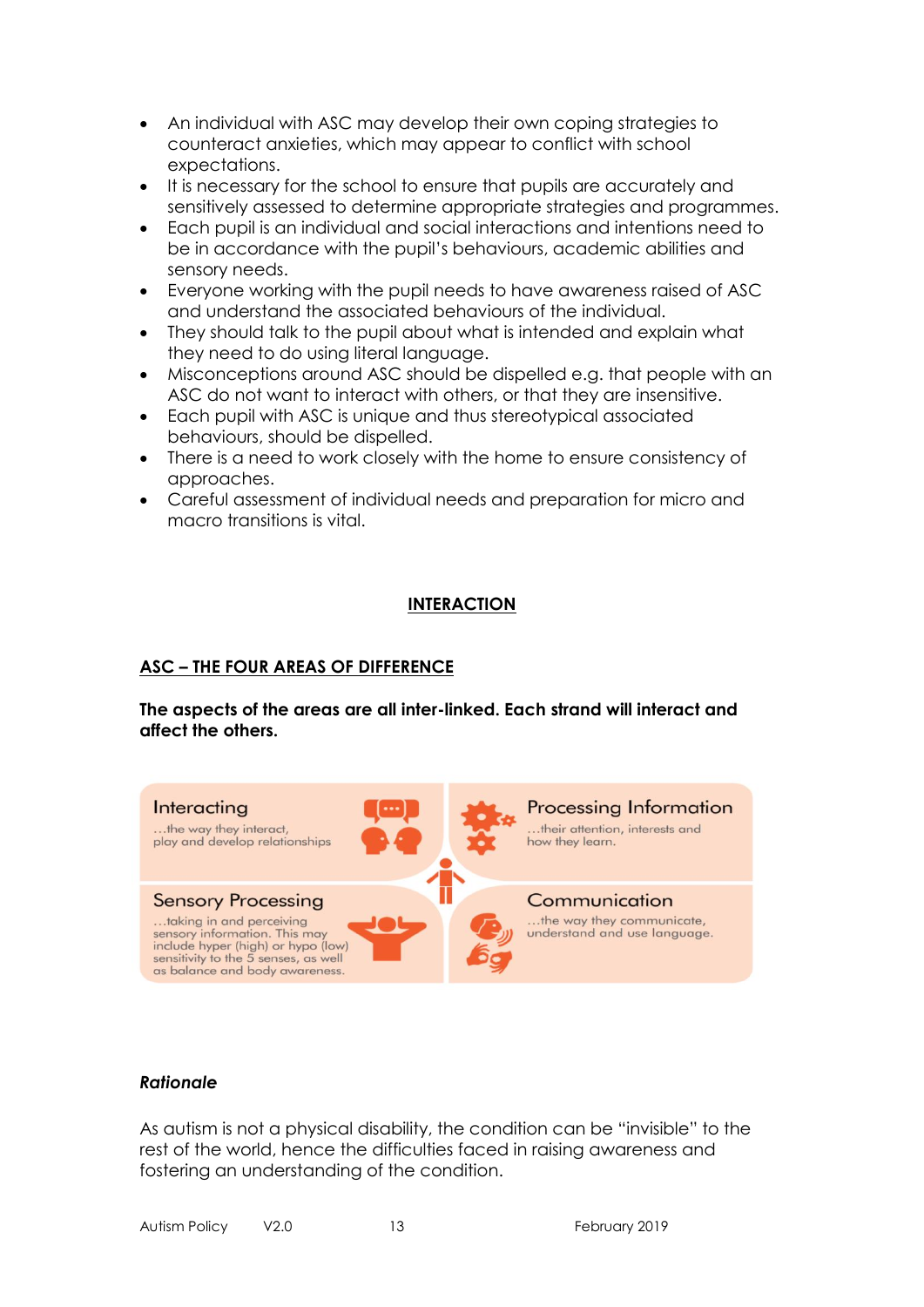- An individual with ASC may develop their own coping strategies to counteract anxieties, which may appear to conflict with school expectations.
- It is necessary for the school to ensure that pupils are accurately and sensitively assessed to determine appropriate strategies and programmes.
- Each pupil is an individual and social interactions and intentions need to be in accordance with the pupil's behaviours, academic abilities and sensory needs.
- Everyone working with the pupil needs to have awareness raised of ASC and understand the associated behaviours of the individual.
- They should talk to the pupil about what is intended and explain what they need to do using literal language.
- Misconceptions around ASC should be dispelled e.g. that people with an ASC do not want to interact with others, or that they are insensitive.
- Each pupil with ASC is unique and thus stereotypical associated behaviours, should be dispelled.
- There is a need to work closely with the home to ensure consistency of approaches.
- Careful assessment of individual needs and preparation for micro and macro transitions is vital.

## INTERACTION

### ASC – THE FOUR AREAS OF DIFFERENCE

**The aspects of the areas are all inter-linked. Each strand will interact and affect the others.**

| | |
|---|---|
| **Interacting** …the way they interact, play and develop relationships | **Processing Information** …their attention, interests and how they learn. |
| **Sensory Processing** …taking in and perceiving sensory information. This may include hyper (high) or hypo (low) sensitivity to the 5 senses, as well as balance and body awareness. | **Communication** …the way they communicate, understand and use language. |

***Rationale***

As autism is not a physical disability, the condition can be "invisible" to the rest of the world, hence the difficulties faced in raising awareness and fostering an understanding of the condition.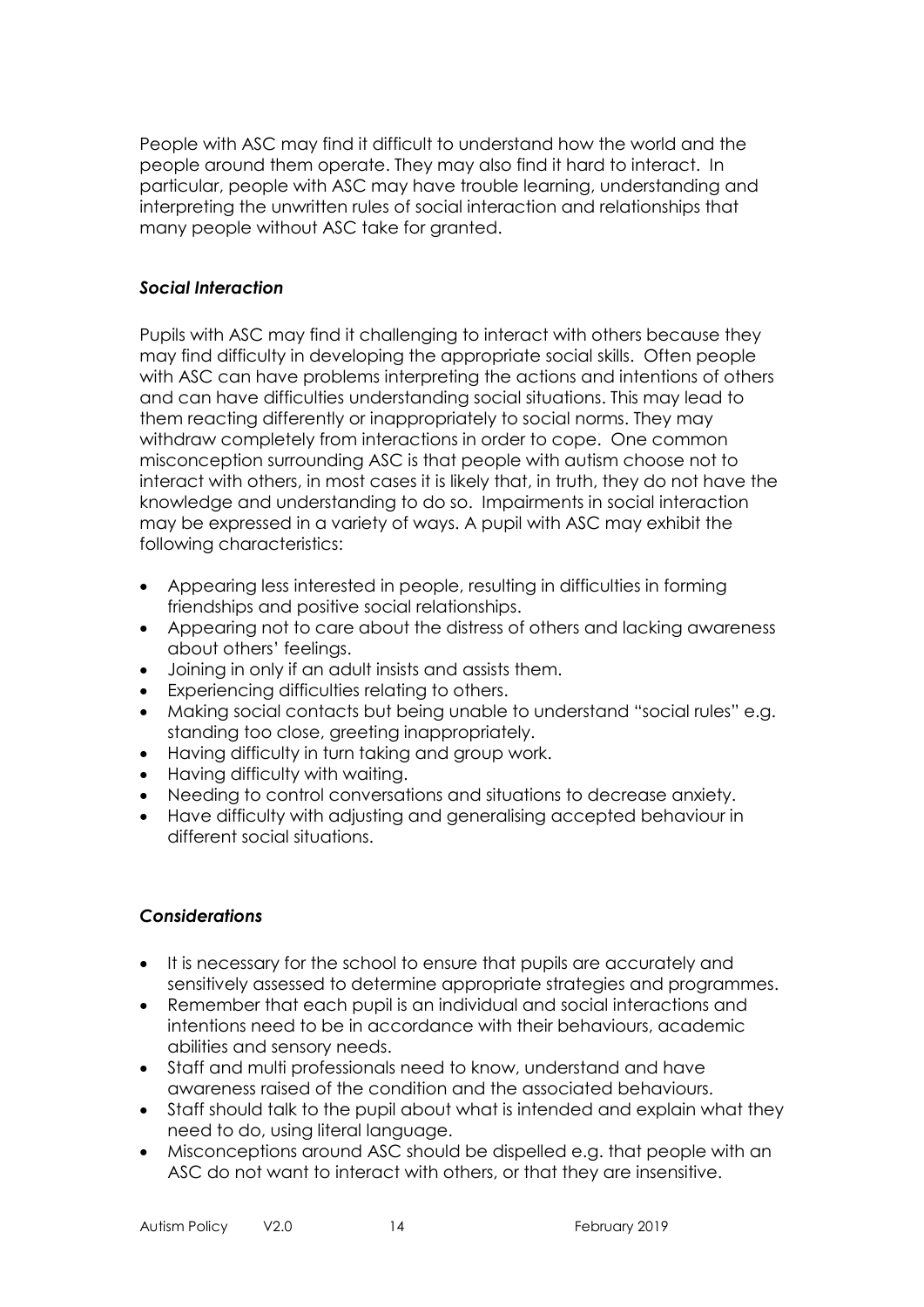People with ASC may find it difficult to understand how the world and the people around them operate. They may also find it hard to interact. In particular, people with ASC may have trouble learning, understanding and interpreting the unwritten rules of social interaction and relationships that many people without ASC take for granted.

### *Social Interaction*

Pupils with ASC may find it challenging to interact with others because they may find difficulty in developing the appropriate social skills. Often people with ASC can have problems interpreting the actions and intentions of others and can have difficulties understanding social situations. This may lead to them reacting differently or inappropriately to social norms. They may withdraw completely from interactions in order to cope. One common misconception surrounding ASC is that people with autism choose not to interact with others, in most cases it is likely that, in truth, they do not have the knowledge and understanding to do so. Impairments in social interaction may be expressed in a variety of ways. A pupil with ASC may exhibit the following characteristics:

- Appearing less interested in people, resulting in difficulties in forming friendships and positive social relationships.
- Appearing not to care about the distress of others and lacking awareness about others' feelings.
- Joining in only if an adult insists and assists them.
- Experiencing difficulties relating to others.
- Making social contacts but being unable to understand "social rules" e.g. standing too close, greeting inappropriately.
- Having difficulty in turn taking and group work.
- Having difficulty with waiting.
- Needing to control conversations and situations to decrease anxiety.
- Have difficulty with adjusting and generalising accepted behaviour in different social situations.

### *Considerations*

- It is necessary for the school to ensure that pupils are accurately and sensitively assessed to determine appropriate strategies and programmes.
- Remember that each pupil is an individual and social interactions and intentions need to be in accordance with their behaviours, academic abilities and sensory needs.
- Staff and multi professionals need to know, understand and have awareness raised of the condition and the associated behaviours.
- Staff should talk to the pupil about what is intended and explain what they need to do, using literal language.
- Misconceptions around ASC should be dispelled e.g. that people with an ASC do not want to interact with others, or that they are insensitive.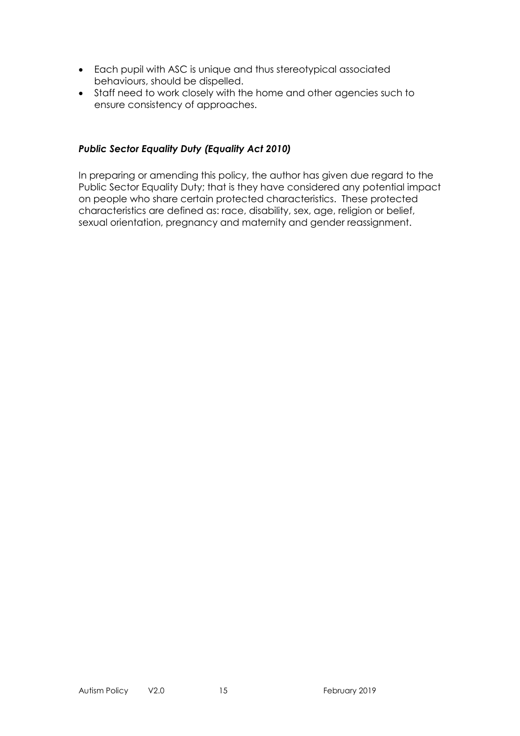- Each pupil with ASC is unique and thus stereotypical associated behaviours, should be dispelled.
- Staff need to work closely with the home and other agencies such to ensure consistency of approaches.

### ***Public Sector Equality Duty (Equality Act 2010)***

In preparing or amending this policy, the author has given due regard to the Public Sector Equality Duty; that is they have considered any potential impact on people who share certain protected characteristics. These protected characteristics are defined as: race, disability, sex, age, religion or belief, sexual orientation, pregnancy and maternity and gender reassignment.